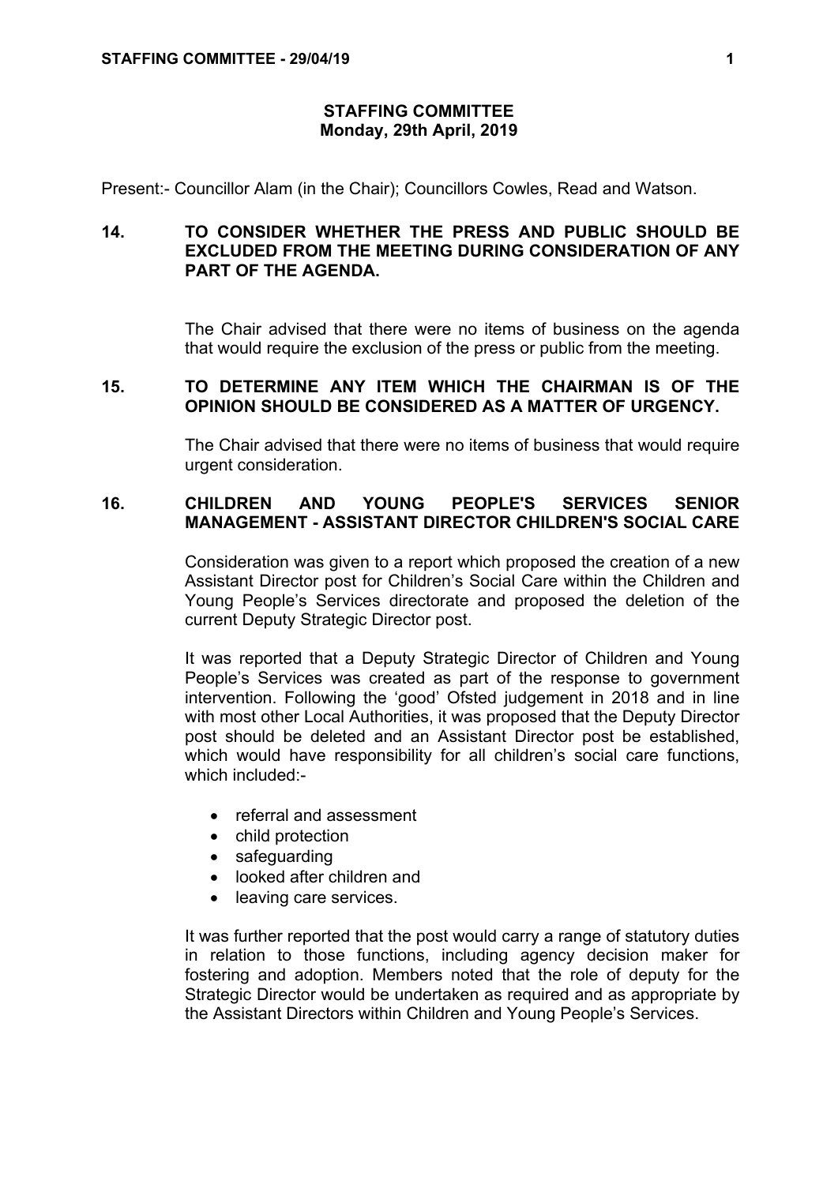# STAFFING COMMITTEE
## Monday, 29th April, 2019

Present:- Councillor Alam (in the Chair); Councillors Cowles, Read and Watson.

### 14. TO CONSIDER WHETHER THE PRESS AND PUBLIC SHOULD BE EXCLUDED FROM THE MEETING DURING CONSIDERATION OF ANY PART OF THE AGENDA.

The Chair advised that there were no items of business on the agenda that would require the exclusion of the press or public from the meeting.

### 15. TO DETERMINE ANY ITEM WHICH THE CHAIRMAN IS OF THE OPINION SHOULD BE CONSIDERED AS A MATTER OF URGENCY.

The Chair advised that there were no items of business that would require urgent consideration.

### 16. CHILDREN AND YOUNG PEOPLE'S SERVICES SENIOR MANAGEMENT - ASSISTANT DIRECTOR CHILDREN'S SOCIAL CARE

Consideration was given to a report which proposed the creation of a new Assistant Director post for Children's Social Care within the Children and Young People's Services directorate and proposed the deletion of the current Deputy Strategic Director post.

It was reported that a Deputy Strategic Director of Children and Young People's Services was created as part of the response to government intervention. Following the 'good' Ofsted judgement in 2018 and in line with most other Local Authorities, it was proposed that the Deputy Director post should be deleted and an Assistant Director post be established, which would have responsibility for all children's social care functions, which included:-

- referral and assessment
- child protection
- safeguarding
- looked after children and
- leaving care services.

It was further reported that the post would carry a range of statutory duties in relation to those functions, including agency decision maker for fostering and adoption. Members noted that the role of deputy for the Strategic Director would be undertaken as required and as appropriate by the Assistant Directors within Children and Young People's Services.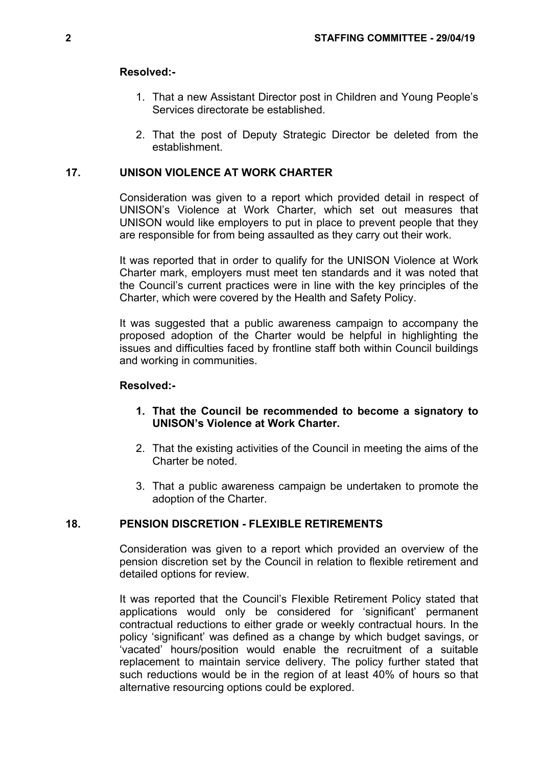**Resolved:-**

1. That a new Assistant Director post in Children and Young People's Services directorate be established.

2. That the post of Deputy Strategic Director be deleted from the establishment.

## 17. UNISON VIOLENCE AT WORK CHARTER

Consideration was given to a report which provided detail in respect of UNISON's Violence at Work Charter, which set out measures that UNISON would like employers to put in place to prevent people that they are responsible for from being assaulted as they carry out their work.

It was reported that in order to qualify for the UNISON Violence at Work Charter mark, employers must meet ten standards and it was noted that the Council's current practices were in line with the key principles of the Charter, which were covered by the Health and Safety Policy.

It was suggested that a public awareness campaign to accompany the proposed adoption of the Charter would be helpful in highlighting the issues and difficulties faced by frontline staff both within Council buildings and working in communities.

**Resolved:-**

1. **That the Council be recommended to become a signatory to UNISON's Violence at Work Charter.**

2. That the existing activities of the Council in meeting the aims of the Charter be noted.

3. That a public awareness campaign be undertaken to promote the adoption of the Charter.

## 18. PENSION DISCRETION - FLEXIBLE RETIREMENTS

Consideration was given to a report which provided an overview of the pension discretion set by the Council in relation to flexible retirement and detailed options for review.

It was reported that the Council's Flexible Retirement Policy stated that applications would only be considered for 'significant' permanent contractual reductions to either grade or weekly contractual hours. In the policy 'significant' was defined as a change by which budget savings, or 'vacated' hours/position would enable the recruitment of a suitable replacement to maintain service delivery. The policy further stated that such reductions would be in the region of at least 40% of hours so that alternative resourcing options could be explored.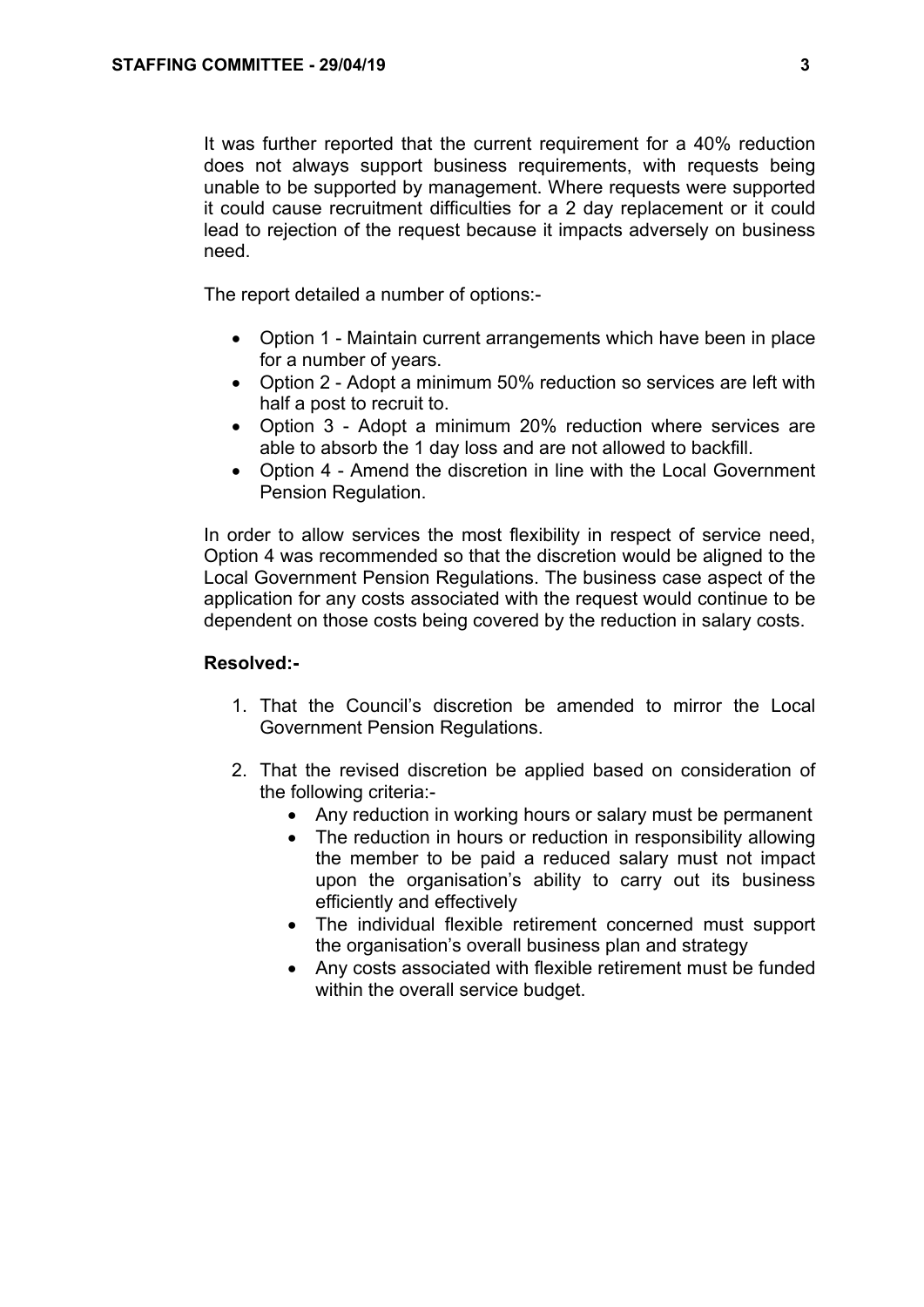It was further reported that the current requirement for a 40% reduction does not always support business requirements, with requests being unable to be supported by management. Where requests were supported it could cause recruitment difficulties for a 2 day replacement or it could lead to rejection of the request because it impacts adversely on business need.

The report detailed a number of options:-

- Option 1 - Maintain current arrangements which have been in place for a number of years.
- Option 2 - Adopt a minimum 50% reduction so services are left with half a post to recruit to.
- Option 3 - Adopt a minimum 20% reduction where services are able to absorb the 1 day loss and are not allowed to backfill.
- Option 4 - Amend the discretion in line with the Local Government Pension Regulation.

In order to allow services the most flexibility in respect of service need, Option 4 was recommended so that the discretion would be aligned to the Local Government Pension Regulations. The business case aspect of the application for any costs associated with the request would continue to be dependent on those costs being covered by the reduction in salary costs.

**Resolved:-**

1. That the Council's discretion be amended to mirror the Local Government Pension Regulations.

2. That the revised discretion be applied based on consideration of the following criteria:-
    - Any reduction in working hours or salary must be permanent
    - The reduction in hours or reduction in responsibility allowing the member to be paid a reduced salary must not impact upon the organisation's ability to carry out its business efficiently and effectively
    - The individual flexible retirement concerned must support the organisation's overall business plan and strategy
    - Any costs associated with flexible retirement must be funded within the overall service budget.